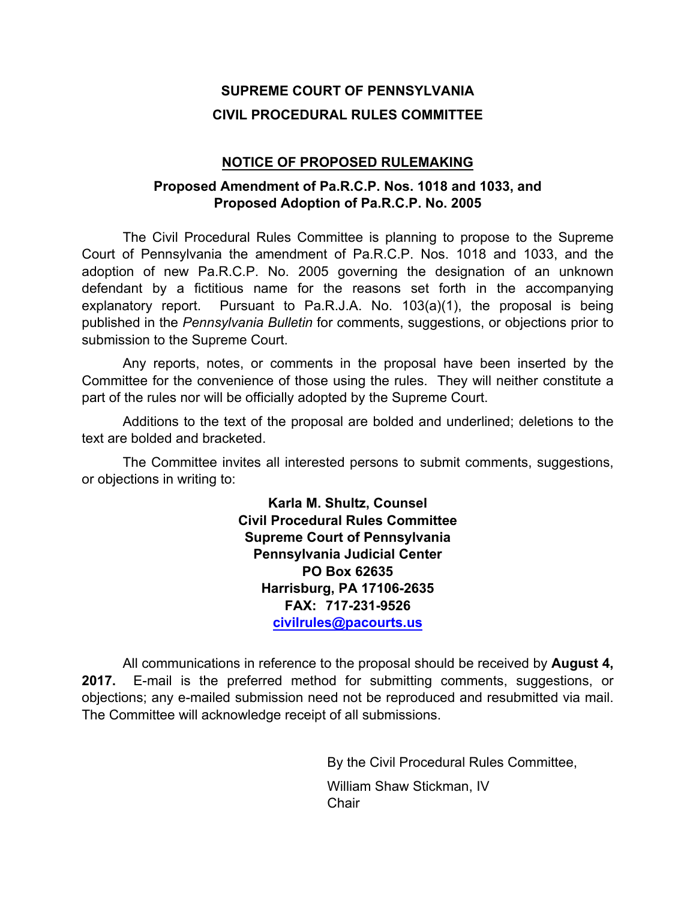# SUPREME COURT OF PENNSYLVANIA
# CIVIL PROCEDURAL RULES COMMITTEE

## NOTICE OF PROPOSED RULEMAKING

### Proposed Amendment of Pa.R.C.P. Nos. 1018 and 1033, and Proposed Adoption of Pa.R.C.P. No. 2005

The Civil Procedural Rules Committee is planning to propose to the Supreme Court of Pennsylvania the amendment of Pa.R.C.P. Nos. 1018 and 1033, and the adoption of new Pa.R.C.P. No. 2005 governing the designation of an unknown defendant by a fictitious name for the reasons set forth in the accompanying explanatory report. Pursuant to Pa.R.J.A. No. 103(a)(1), the proposal is being published in the *Pennsylvania Bulletin* for comments, suggestions, or objections prior to submission to the Supreme Court.

Any reports, notes, or comments in the proposal have been inserted by the Committee for the convenience of those using the rules. They will neither constitute a part of the rules nor will be officially adopted by the Supreme Court.

Additions to the text of the proposal are bolded and underlined; deletions to the text are bolded and bracketed.

The Committee invites all interested persons to submit comments, suggestions, or objections in writing to:

**Karla M. Shultz, Counsel**
**Civil Procedural Rules Committee**
**Supreme Court of Pennsylvania**
**Pennsylvania Judicial Center**
**PO Box 62635**
**Harrisburg, PA 17106-2635**
**FAX: 717-231-9526**
**civilrules@pacourts.us**

All communications in reference to the proposal should be received by **August 4, 2017.** E-mail is the preferred method for submitting comments, suggestions, or objections; any e-mailed submission need not be reproduced and resubmitted via mail. The Committee will acknowledge receipt of all submissions.

By the Civil Procedural Rules Committee,

William Shaw Stickman, IV
Chair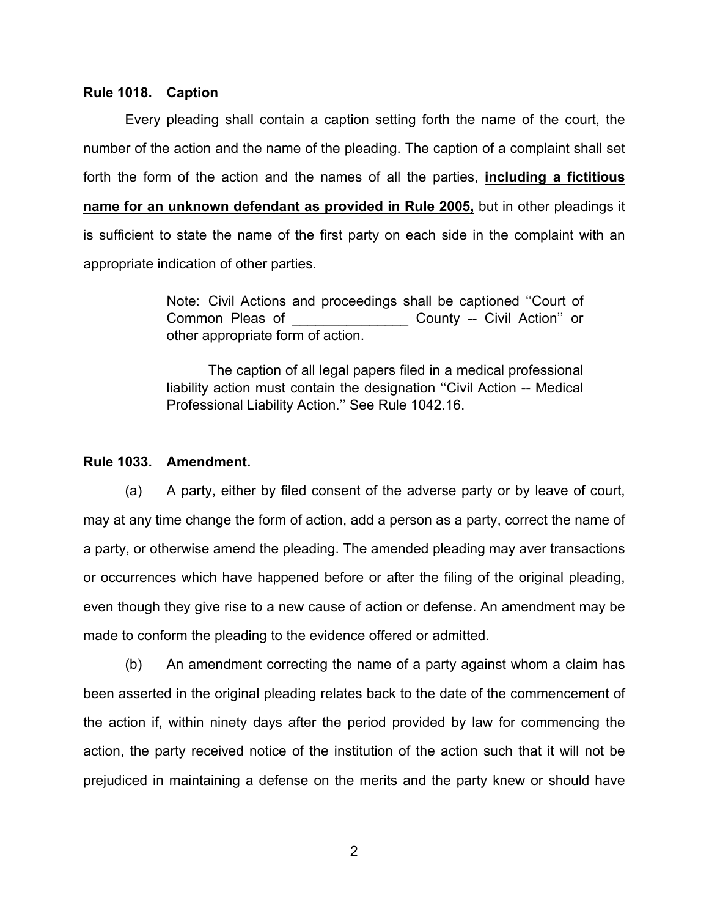**Rule 1018. Caption**

Every pleading shall contain a caption setting forth the name of the court, the number of the action and the name of the pleading. The caption of a complaint shall set forth the form of the action and the names of all the parties, <u>**including a fictitious name for an unknown defendant as provided in Rule 2005,**</u> but in other pleadings it is sufficient to state the name of the first party on each side in the complaint with an appropriate indication of other parties.

> Note: Civil Actions and proceedings shall be captioned ''Court of Common Pleas of _______________ County -- Civil Action'' or other appropriate form of action.
>
> The caption of all legal papers filed in a medical professional liability action must contain the designation ''Civil Action -- Medical Professional Liability Action.'' See Rule 1042.16.

**Rule 1033. Amendment.**

(a) A party, either by filed consent of the adverse party or by leave of court, may at any time change the form of action, add a person as a party, correct the name of a party, or otherwise amend the pleading. The amended pleading may aver transactions or occurrences which have happened before or after the filing of the original pleading, even though they give rise to a new cause of action or defense. An amendment may be made to conform the pleading to the evidence offered or admitted.

(b) An amendment correcting the name of a party against whom a claim has been asserted in the original pleading relates back to the date of the commencement of the action if, within ninety days after the period provided by law for commencing the action, the party received notice of the institution of the action such that it will not be prejudiced in maintaining a defense on the merits and the party knew or should have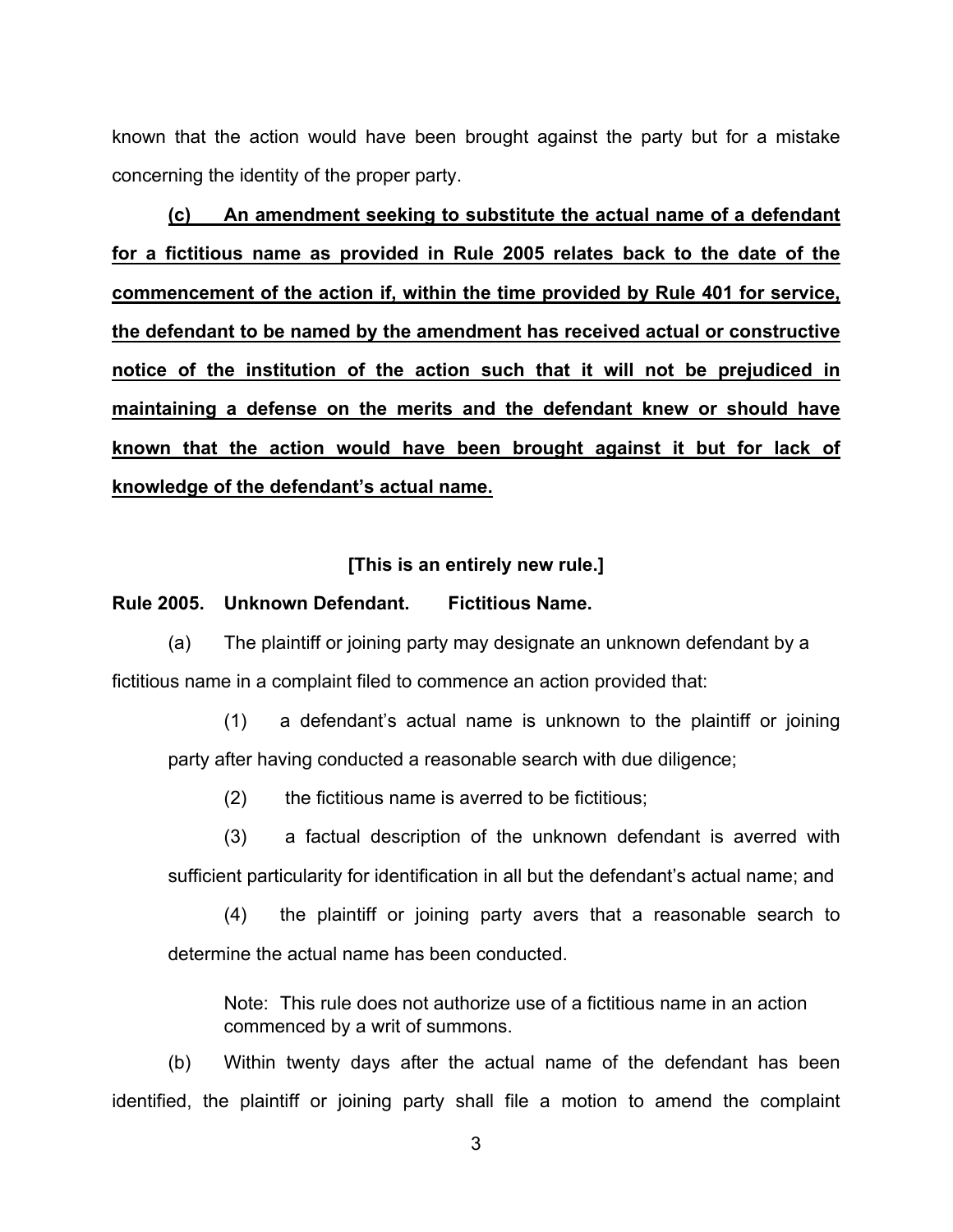known that the action would have been brought against the party but for a mistake concerning the identity of the proper party.

<u>**(c) An amendment seeking to substitute the actual name of a defendant for a fictitious name as provided in Rule 2005 relates back to the date of the commencement of the action if, within the time provided by Rule 401 for service, the defendant to be named by the amendment has received actual or constructive notice of the institution of the action such that it will not be prejudiced in maintaining a defense on the merits and the defendant knew or should have known that the action would have been brought against it but for lack of knowledge of the defendant's actual name.**</u>

**[This is an entirely new rule.]**

**Rule 2005. Unknown Defendant. Fictitious Name.**

(a) The plaintiff or joining party may designate an unknown defendant by a fictitious name in a complaint filed to commence an action provided that:

(1) a defendant's actual name is unknown to the plaintiff or joining party after having conducted a reasonable search with due diligence;

(2) the fictitious name is averred to be fictitious;

(3) a factual description of the unknown defendant is averred with sufficient particularity for identification in all but the defendant's actual name; and

(4) the plaintiff or joining party avers that a reasonable search to determine the actual name has been conducted.

> Note: This rule does not authorize use of a fictitious name in an action commenced by a writ of summons.

(b) Within twenty days after the actual name of the defendant has been identified, the plaintiff or joining party shall file a motion to amend the complaint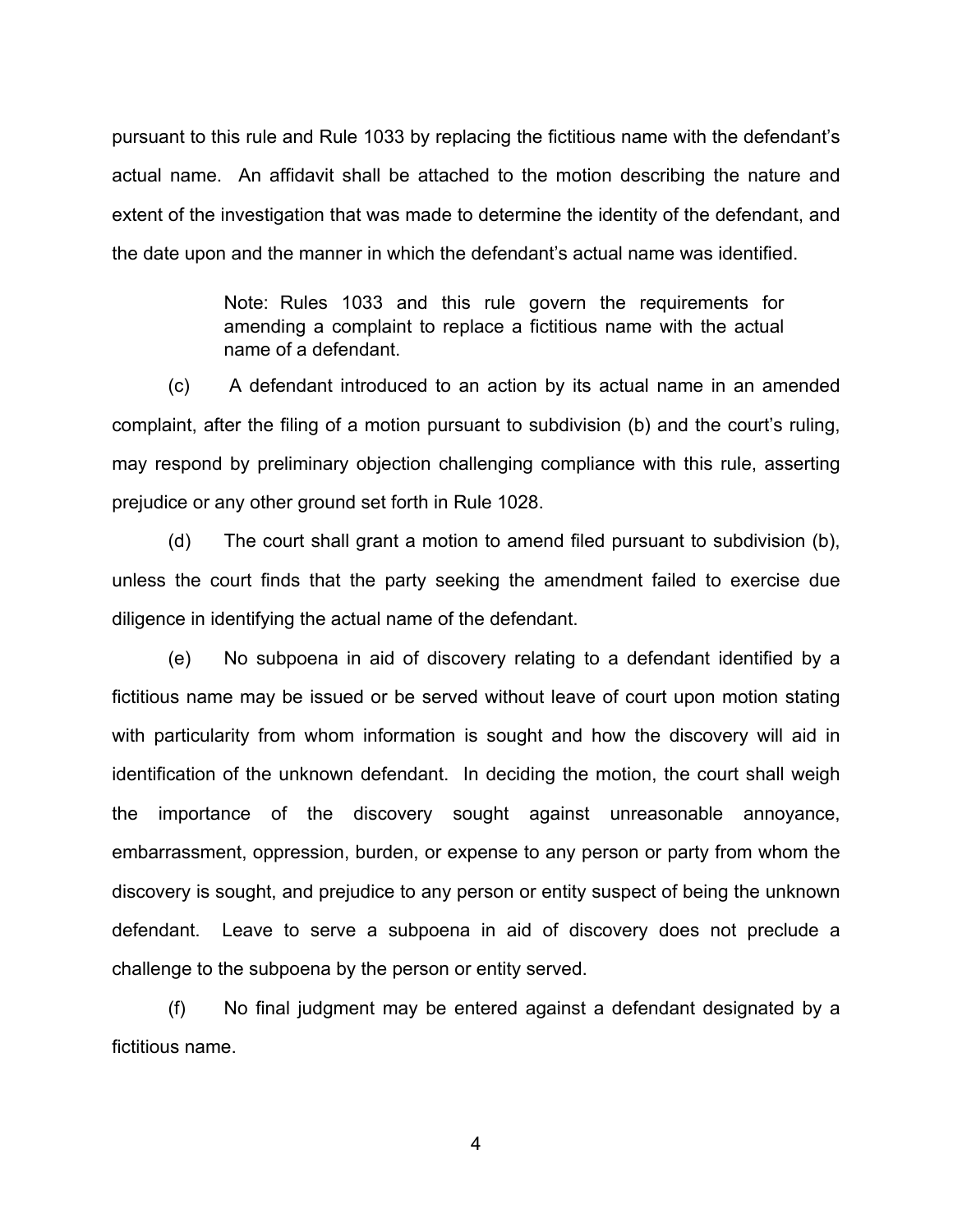pursuant to this rule and Rule 1033 by replacing the fictitious name with the defendant's actual name. An affidavit shall be attached to the motion describing the nature and extent of the investigation that was made to determine the identity of the defendant, and the date upon and the manner in which the defendant's actual name was identified.

> Note: Rules 1033 and this rule govern the requirements for amending a complaint to replace a fictitious name with the actual name of a defendant.

(c) A defendant introduced to an action by its actual name in an amended complaint, after the filing of a motion pursuant to subdivision (b) and the court's ruling, may respond by preliminary objection challenging compliance with this rule, asserting prejudice or any other ground set forth in Rule 1028.

(d) The court shall grant a motion to amend filed pursuant to subdivision (b), unless the court finds that the party seeking the amendment failed to exercise due diligence in identifying the actual name of the defendant.

(e) No subpoena in aid of discovery relating to a defendant identified by a fictitious name may be issued or be served without leave of court upon motion stating with particularity from whom information is sought and how the discovery will aid in identification of the unknown defendant. In deciding the motion, the court shall weigh the importance of the discovery sought against unreasonable annoyance, embarrassment, oppression, burden, or expense to any person or party from whom the discovery is sought, and prejudice to any person or entity suspect of being the unknown defendant. Leave to serve a subpoena in aid of discovery does not preclude a challenge to the subpoena by the person or entity served.

(f) No final judgment may be entered against a defendant designated by a fictitious name.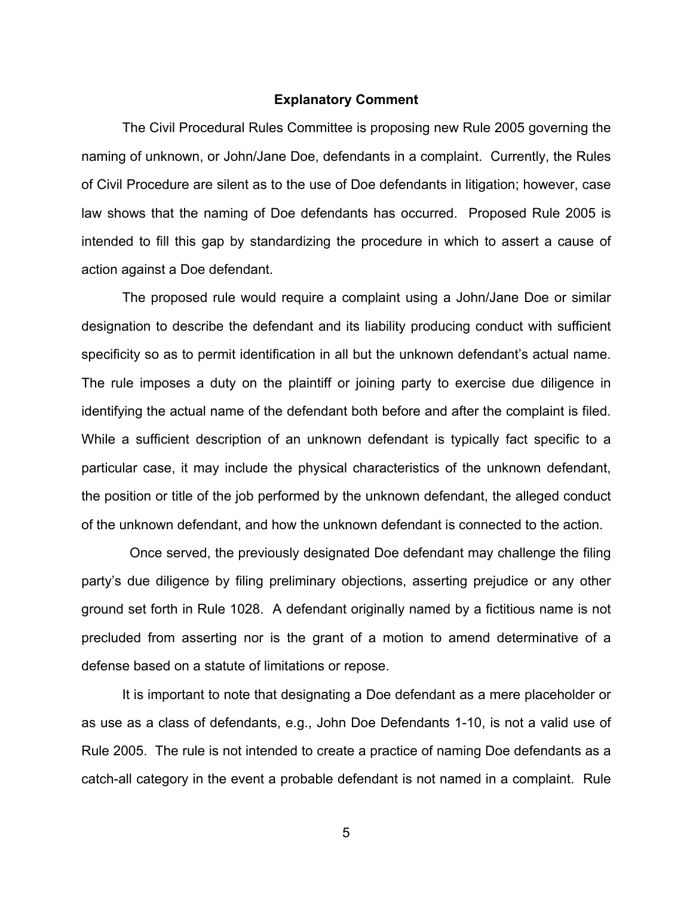## Explanatory Comment

The Civil Procedural Rules Committee is proposing new Rule 2005 governing the naming of unknown, or John/Jane Doe, defendants in a complaint. Currently, the Rules of Civil Procedure are silent as to the use of Doe defendants in litigation; however, case law shows that the naming of Doe defendants has occurred. Proposed Rule 2005 is intended to fill this gap by standardizing the procedure in which to assert a cause of action against a Doe defendant.

The proposed rule would require a complaint using a John/Jane Doe or similar designation to describe the defendant and its liability producing conduct with sufficient specificity so as to permit identification in all but the unknown defendant's actual name. The rule imposes a duty on the plaintiff or joining party to exercise due diligence in identifying the actual name of the defendant both before and after the complaint is filed. While a sufficient description of an unknown defendant is typically fact specific to a particular case, it may include the physical characteristics of the unknown defendant, the position or title of the job performed by the unknown defendant, the alleged conduct of the unknown defendant, and how the unknown defendant is connected to the action.

Once served, the previously designated Doe defendant may challenge the filing party's due diligence by filing preliminary objections, asserting prejudice or any other ground set forth in Rule 1028. A defendant originally named by a fictitious name is not precluded from asserting nor is the grant of a motion to amend determinative of a defense based on a statute of limitations or repose.

It is important to note that designating a Doe defendant as a mere placeholder or as use as a class of defendants, e.g., John Doe Defendants 1-10, is not a valid use of Rule 2005. The rule is not intended to create a practice of naming Doe defendants as a catch-all category in the event a probable defendant is not named in a complaint. Rule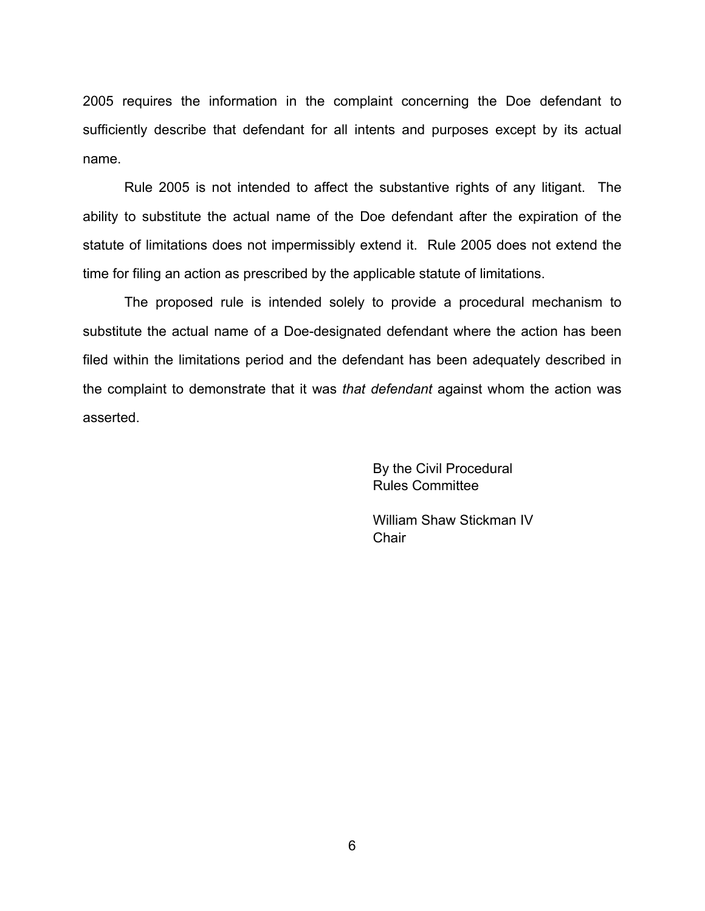2005 requires the information in the complaint concerning the Doe defendant to sufficiently describe that defendant for all intents and purposes except by its actual name.

Rule 2005 is not intended to affect the substantive rights of any litigant. The ability to substitute the actual name of the Doe defendant after the expiration of the statute of limitations does not impermissibly extend it. Rule 2005 does not extend the time for filing an action as prescribed by the applicable statute of limitations.

The proposed rule is intended solely to provide a procedural mechanism to substitute the actual name of a Doe-designated defendant where the action has been filed within the limitations period and the defendant has been adequately described in the complaint to demonstrate that it was *that defendant* against whom the action was asserted.

By the Civil Procedural
Rules Committee

William Shaw Stickman IV
Chair